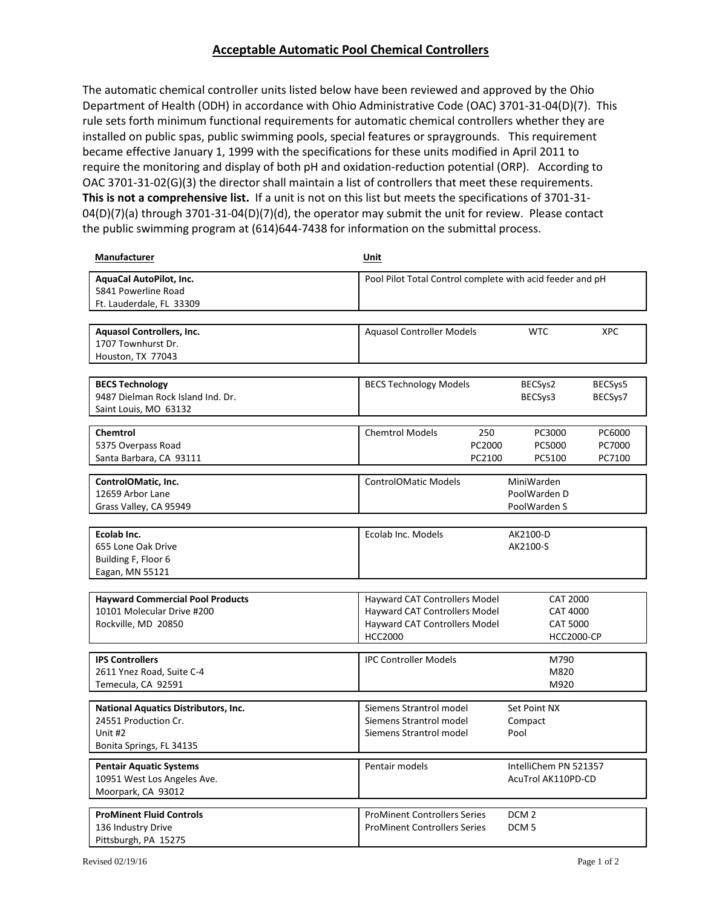## Acceptable Automatic Pool Chemical Controllers

The automatic chemical controller units listed below have been reviewed and approved by the Ohio Department of Health (ODH) in accordance with Ohio Administrative Code (OAC) 3701-31-04(D)(7). This rule sets forth minimum functional requirements for automatic chemical controllers whether they are installed on public spas, public swimming pools, special features or spraygrounds. This requirement became effective January 1, 1999 with the specifications for these units modified in April 2011 to require the monitoring and display of both pH and oxidation-reduction potential (ORP). According to OAC 3701-31-02(G)(3) the director shall maintain a list of controllers that meet these requirements. **This is not a comprehensive list.** If a unit is not on this list but meets the specifications of 3701-31-04(D)(7)(a) through 3701-31-04(D)(7)(d), the operator may submit the unit for review. Please contact the public swimming program at (614)644-7438 for information on the submittal process.

| Manufacturer | Unit |
|---|---|
| **AquaCal AutoPilot, Inc.**<br>5841 Powerline Road<br>Ft. Lauderdale, FL 33309 | Pool Pilot Total Control complete with acid feeder and pH |
| **Aquasol Controllers, Inc.**<br>1707 Townhurst Dr.<br>Houston, TX 77043 | Aquasol Controller Models: WTC, XPC |
| **BECS Technology**<br>9487 Dielman Rock Island Ind. Dr.<br>Saint Louis, MO 63132 | BECS Technology Models: BECSys2, BECSys5, BECSys3, BECSys7 |
| **Chemtrol**<br>5375 Overpass Road<br>Santa Barbara, CA 93111 | Chemtrol Models: 250, PC2000, PC2100, PC3000, PC5000, PC5100, PC6000, PC7000, PC7100 |
| **ControlOMatic, Inc.**<br>12659 Arbor Lane<br>Grass Valley, CA 95949 | ControlOMatic Models: MiniWarden, PoolWarden D, PoolWarden S |
| **Ecolab Inc.**<br>655 Lone Oak Drive<br>Building F, Floor 6<br>Eagan, MN 55121 | Ecolab Inc. Models: AK2100-D, AK2100-S |
| **Hayward Commercial Pool Products**<br>10101 Molecular Drive #200<br>Rockville, MD 20850 | Hayward CAT Controllers Model CAT 2000<br>Hayward CAT Controllers Model CAT 4000<br>Hayward CAT Controllers Model CAT 5000<br>HCC2000 HCC2000-CP |
| **IPS Controllers**<br>2611 Ynez Road, Suite C-4<br>Temecula, CA 92591 | IPC Controller Models: M790, M820, M920 |
| **National Aquatics Distributors, Inc.**<br>24551 Production Cr.<br>Unit #2<br>Bonita Springs, FL 34135 | Siemens Strantrol model Set Point NX<br>Siemens Strantrol model Compact<br>Siemens Strantrol model Pool |
| **Pentair Aquatic Systems**<br>10951 West Los Angeles Ave.<br>Moorpark, CA 93012 | Pentair models: IntelliChem PN 521357, AcuTrol AK110PD-CD |
| **ProMinent Fluid Controls**<br>136 Industry Drive<br>Pittsburgh, PA 15275 | ProMinent Controllers Series DCM 2<br>ProMinent Controllers Series DCM 5 |

Revised 02/19/16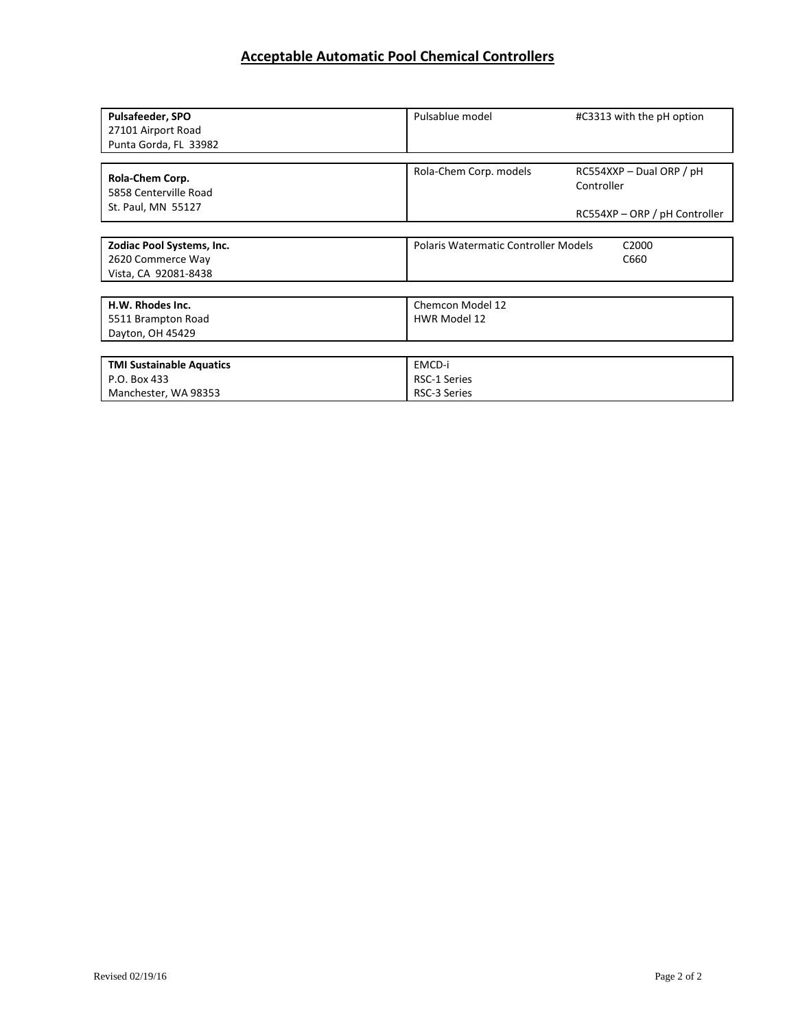# Acceptable Automatic Pool Chemical Controllers

| | | |
|---|---|---|
| **Pulsafeeder, SPO**<br>27101 Airport Road<br>Punta Gorda, FL 33982 | Pulsablue model | #C3313 with the pH option |
| **Rola-Chem Corp.**<br>5858 Centerville Road<br>St. Paul, MN 55127 | Rola-Chem Corp. models | RC554XXP – Dual ORP / pH Controller<br><br>RC554XP – ORP / pH Controller |
| **Zodiac Pool Systems, Inc.**<br>2620 Commerce Way<br>Vista, CA 92081-8438 | Polaris Watermatic Controller Models | C2000<br>C660 |
| **H.W. Rhodes Inc.**<br>5511 Brampton Road<br>Dayton, OH 45429 | Chemcon Model 12<br>HWR Model 12 | |
| **TMI Sustainable Aquatics**<br>P.O. Box 433<br>Manchester, WA 98353 | EMCD-i<br>RSC-1 Series<br>RSC-3 Series | |

Revised 02/19/16